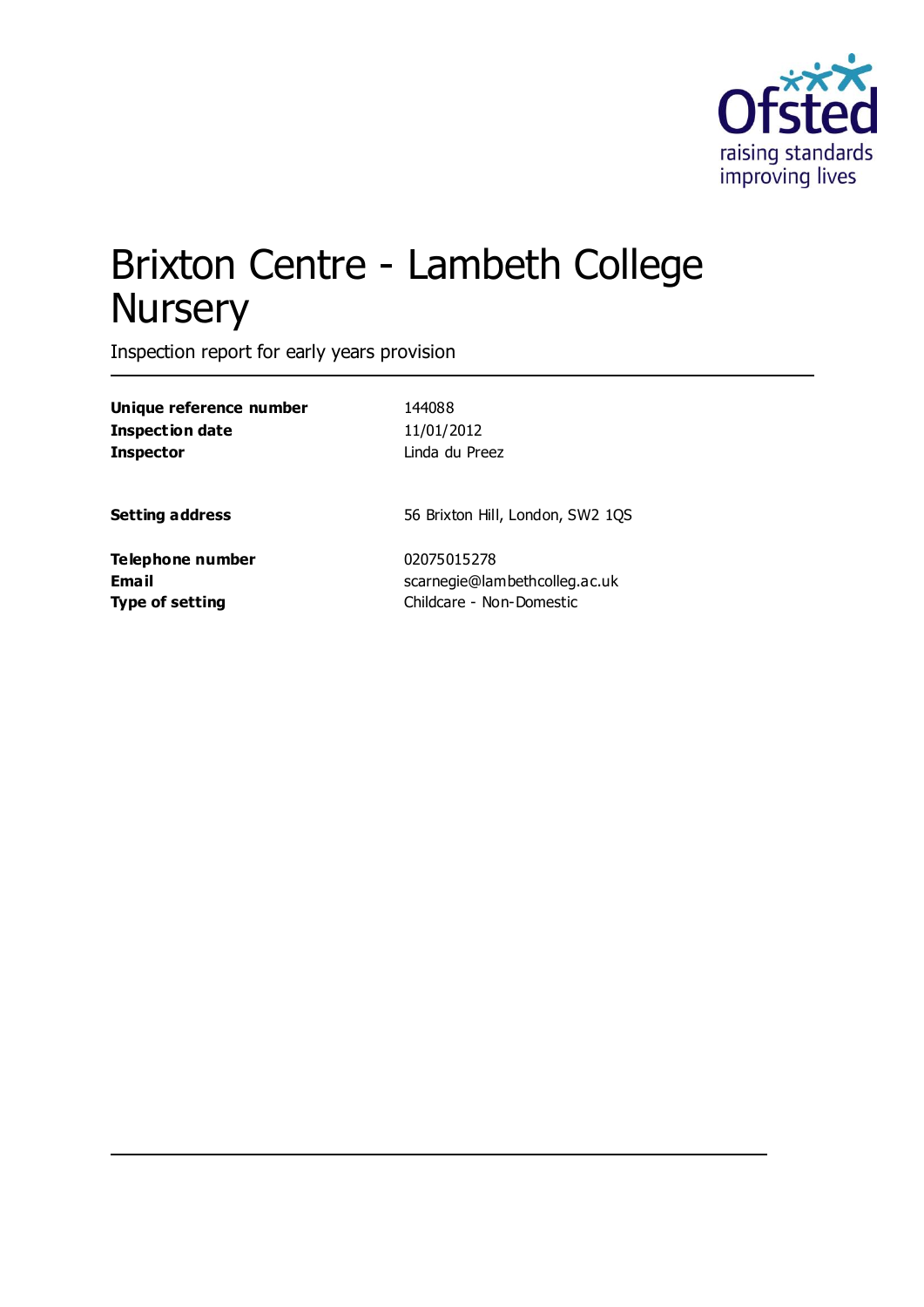# Brixton Centre - Lambeth College Nursery

Inspection report for early years provision

| | |
|---|---|
| **Unique reference number** | 144088 |
| **Inspection date** | 11/01/2012 |
| **Inspector** | Linda du Preez |
| | |
| **Setting address** | 56 Brixton Hill, London, SW2 1QS |
| | |
| **Telephone number** | 02075015278 |
| **Email** | scarnegie@lambethcolleg.ac.uk |
| **Type of setting** | Childcare - Non-Domestic |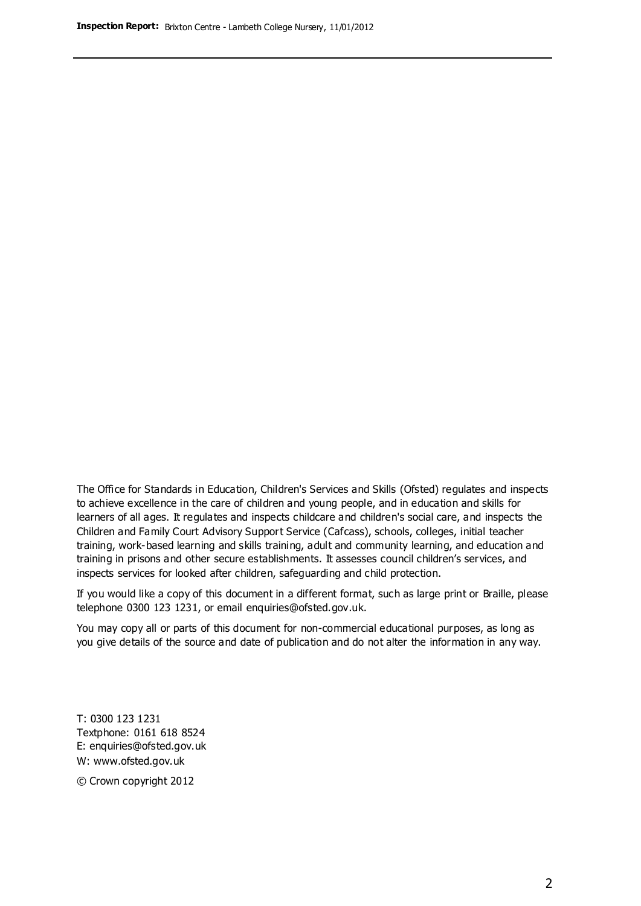The Office for Standards in Education, Children's Services and Skills (Ofsted) regulates and inspects to achieve excellence in the care of children and young people, and in education and skills for learners of all ages. It regulates and inspects childcare and children's social care, and inspects the Children and Family Court Advisory Support Service (Cafcass), schools, colleges, initial teacher training, work-based learning and skills training, adult and community learning, and education and training in prisons and other secure establishments. It assesses council children's services, and inspects services for looked after children, safeguarding and child protection.

If you would like a copy of this document in a different format, such as large print or Braille, please telephone 0300 123 1231, or email enquiries@ofsted.gov.uk.

You may copy all or parts of this document for non-commercial educational purposes, as long as you give details of the source and date of publication and do not alter the information in any way.

T: 0300 123 1231
Textphone: 0161 618 8524
E: enquiries@ofsted.gov.uk
W: www.ofsted.gov.uk

© Crown copyright 2012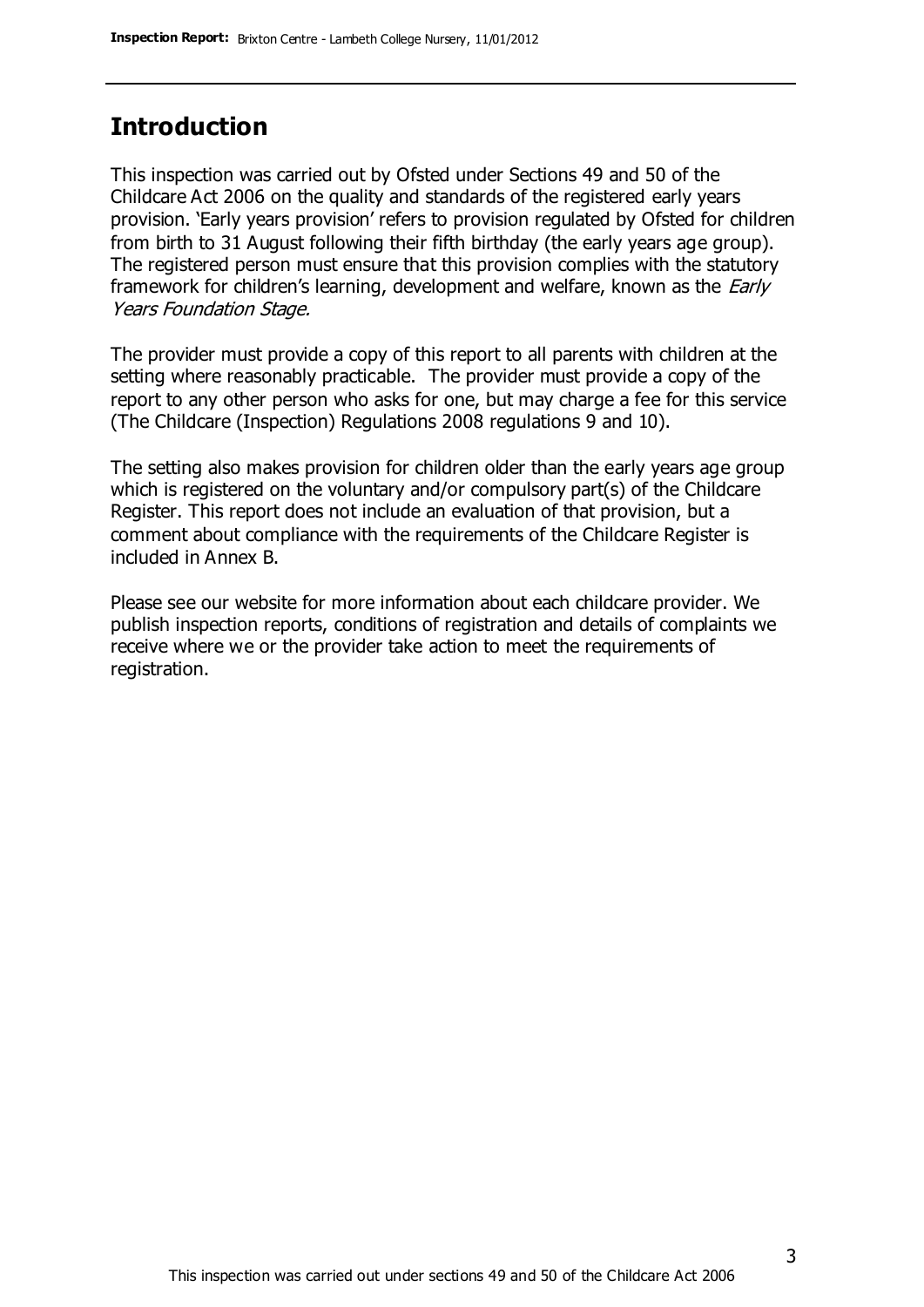## Introduction

This inspection was carried out by Ofsted under Sections 49 and 50 of the Childcare Act 2006 on the quality and standards of the registered early years provision. 'Early years provision' refers to provision regulated by Ofsted for children from birth to 31 August following their fifth birthday (the early years age group). The registered person must ensure that this provision complies with the statutory framework for children's learning, development and welfare, known as the *Early Years Foundation Stage.*

The provider must provide a copy of this report to all parents with children at the setting where reasonably practicable. The provider must provide a copy of the report to any other person who asks for one, but may charge a fee for this service (The Childcare (Inspection) Regulations 2008 regulations 9 and 10).

The setting also makes provision for children older than the early years age group which is registered on the voluntary and/or compulsory part(s) of the Childcare Register. This report does not include an evaluation of that provision, but a comment about compliance with the requirements of the Childcare Register is included in Annex B.

Please see our website for more information about each childcare provider. We publish inspection reports, conditions of registration and details of complaints we receive where we or the provider take action to meet the requirements of registration.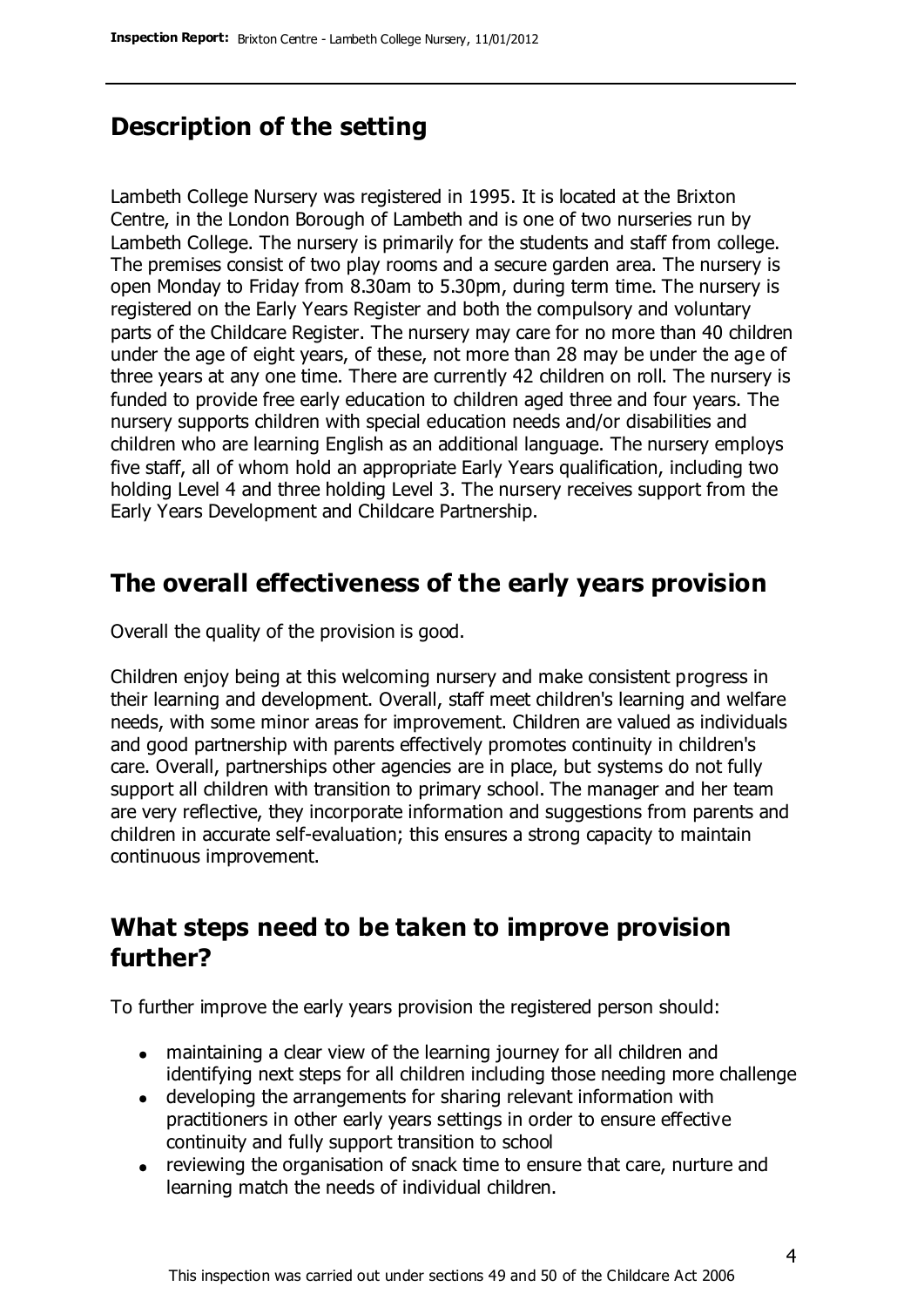## Description of the setting

Lambeth College Nursery was registered in 1995. It is located at the Brixton Centre, in the London Borough of Lambeth and is one of two nurseries run by Lambeth College. The nursery is primarily for the students and staff from college. The premises consist of two play rooms and a secure garden area. The nursery is open Monday to Friday from 8.30am to 5.30pm, during term time. The nursery is registered on the Early Years Register and both the compulsory and voluntary parts of the Childcare Register. The nursery may care for no more than 40 children under the age of eight years, of these, not more than 28 may be under the age of three years at any one time. There are currently 42 children on roll. The nursery is funded to provide free early education to children aged three and four years. The nursery supports children with special education needs and/or disabilities and children who are learning English as an additional language. The nursery employs five staff, all of whom hold an appropriate Early Years qualification, including two holding Level 4 and three holding Level 3. The nursery receives support from the Early Years Development and Childcare Partnership.

## The overall effectiveness of the early years provision

Overall the quality of the provision is good.

Children enjoy being at this welcoming nursery and make consistent progress in their learning and development. Overall, staff meet children's learning and welfare needs, with some minor areas for improvement. Children are valued as individuals and good partnership with parents effectively promotes continuity in children's care. Overall, partnerships other agencies are in place, but systems do not fully support all children with transition to primary school. The manager and her team are very reflective, they incorporate information and suggestions from parents and children in accurate self-evaluation; this ensures a strong capacity to maintain continuous improvement.

## What steps need to be taken to improve provision further?

To further improve the early years provision the registered person should:

- maintaining a clear view of the learning journey for all children and identifying next steps for all children including those needing more challenge
- developing the arrangements for sharing relevant information with practitioners in other early years settings in order to ensure effective continuity and fully support transition to school
- reviewing the organisation of snack time to ensure that care, nurture and learning match the needs of individual children.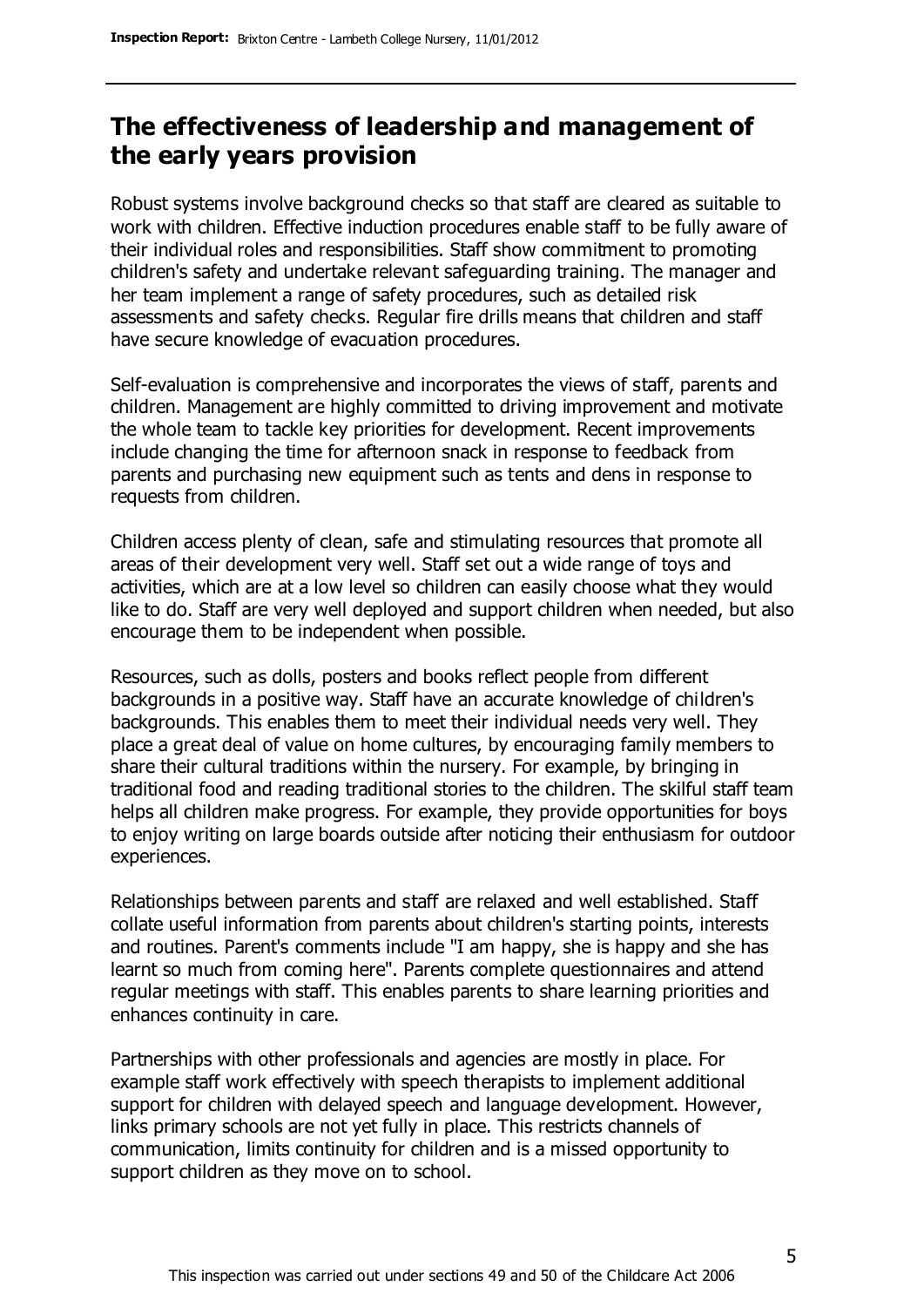## The effectiveness of leadership and management of the early years provision

Robust systems involve background checks so that staff are cleared as suitable to work with children. Effective induction procedures enable staff to be fully aware of their individual roles and responsibilities. Staff show commitment to promoting children's safety and undertake relevant safeguarding training. The manager and her team implement a range of safety procedures, such as detailed risk assessments and safety checks. Regular fire drills means that children and staff have secure knowledge of evacuation procedures.

Self-evaluation is comprehensive and incorporates the views of staff, parents and children. Management are highly committed to driving improvement and motivate the whole team to tackle key priorities for development. Recent improvements include changing the time for afternoon snack in response to feedback from parents and purchasing new equipment such as tents and dens in response to requests from children.

Children access plenty of clean, safe and stimulating resources that promote all areas of their development very well. Staff set out a wide range of toys and activities, which are at a low level so children can easily choose what they would like to do. Staff are very well deployed and support children when needed, but also encourage them to be independent when possible.

Resources, such as dolls, posters and books reflect people from different backgrounds in a positive way. Staff have an accurate knowledge of children's backgrounds. This enables them to meet their individual needs very well. They place a great deal of value on home cultures, by encouraging family members to share their cultural traditions within the nursery. For example, by bringing in traditional food and reading traditional stories to the children. The skilful staff team helps all children make progress. For example, they provide opportunities for boys to enjoy writing on large boards outside after noticing their enthusiasm for outdoor experiences.

Relationships between parents and staff are relaxed and well established. Staff collate useful information from parents about children's starting points, interests and routines. Parent's comments include "I am happy, she is happy and she has learnt so much from coming here". Parents complete questionnaires and attend regular meetings with staff. This enables parents to share learning priorities and enhances continuity in care.

Partnerships with other professionals and agencies are mostly in place. For example staff work effectively with speech therapists to implement additional support for children with delayed speech and language development. However, links primary schools are not yet fully in place. This restricts channels of communication, limits continuity for children and is a missed opportunity to support children as they move on to school.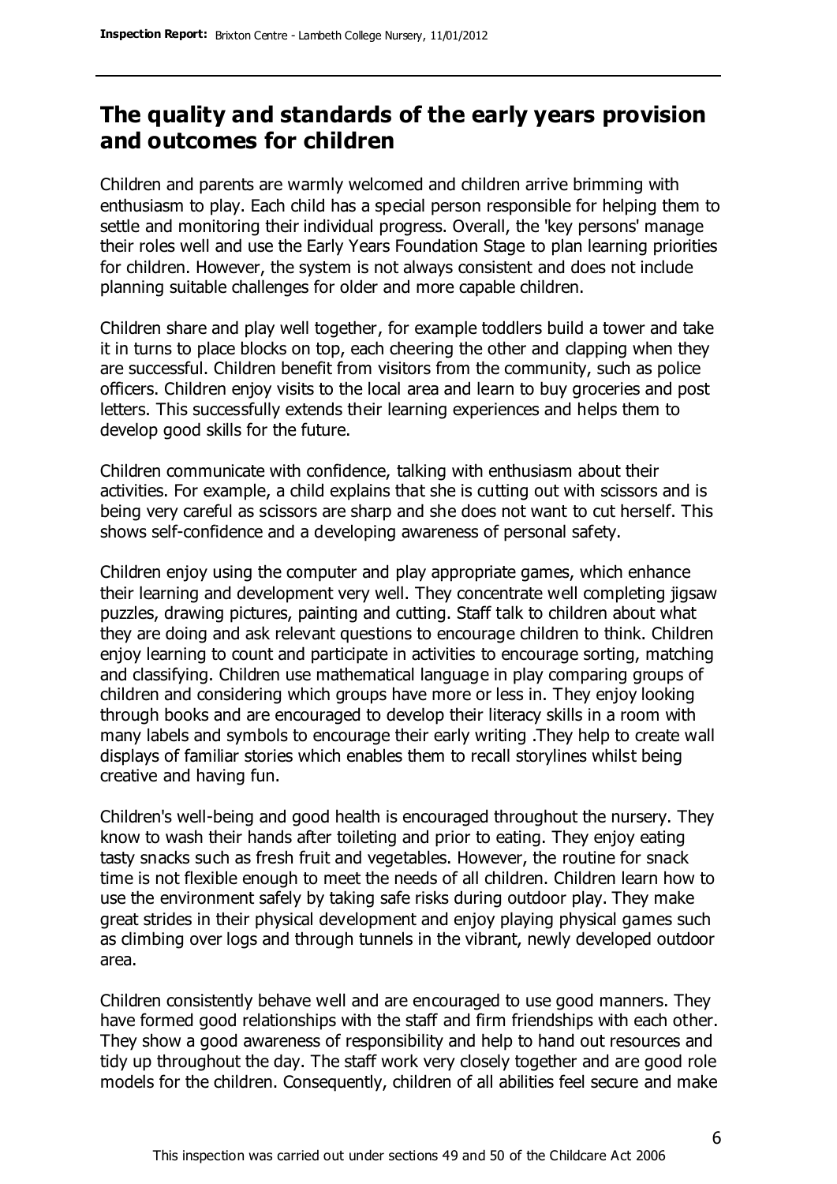## The quality and standards of the early years provision and outcomes for children

Children and parents are warmly welcomed and children arrive brimming with enthusiasm to play. Each child has a special person responsible for helping them to settle and monitoring their individual progress. Overall, the 'key persons' manage their roles well and use the Early Years Foundation Stage to plan learning priorities for children. However, the system is not always consistent and does not include planning suitable challenges for older and more capable children.

Children share and play well together, for example toddlers build a tower and take it in turns to place blocks on top, each cheering the other and clapping when they are successful. Children benefit from visitors from the community, such as police officers. Children enjoy visits to the local area and learn to buy groceries and post letters. This successfully extends their learning experiences and helps them to develop good skills for the future.

Children communicate with confidence, talking with enthusiasm about their activities. For example, a child explains that she is cutting out with scissors and is being very careful as scissors are sharp and she does not want to cut herself. This shows self-confidence and a developing awareness of personal safety.

Children enjoy using the computer and play appropriate games, which enhance their learning and development very well. They concentrate well completing jigsaw puzzles, drawing pictures, painting and cutting. Staff talk to children about what they are doing and ask relevant questions to encourage children to think. Children enjoy learning to count and participate in activities to encourage sorting, matching and classifying. Children use mathematical language in play comparing groups of children and considering which groups have more or less in. They enjoy looking through books and are encouraged to develop their literacy skills in a room with many labels and symbols to encourage their early writing .They help to create wall displays of familiar stories which enables them to recall storylines whilst being creative and having fun.

Children's well-being and good health is encouraged throughout the nursery. They know to wash their hands after toileting and prior to eating. They enjoy eating tasty snacks such as fresh fruit and vegetables. However, the routine for snack time is not flexible enough to meet the needs of all children. Children learn how to use the environment safely by taking safe risks during outdoor play. They make great strides in their physical development and enjoy playing physical games such as climbing over logs and through tunnels in the vibrant, newly developed outdoor area.

Children consistently behave well and are encouraged to use good manners. They have formed good relationships with the staff and firm friendships with each other. They show a good awareness of responsibility and help to hand out resources and tidy up throughout the day. The staff work very closely together and are good role models for the children. Consequently, children of all abilities feel secure and make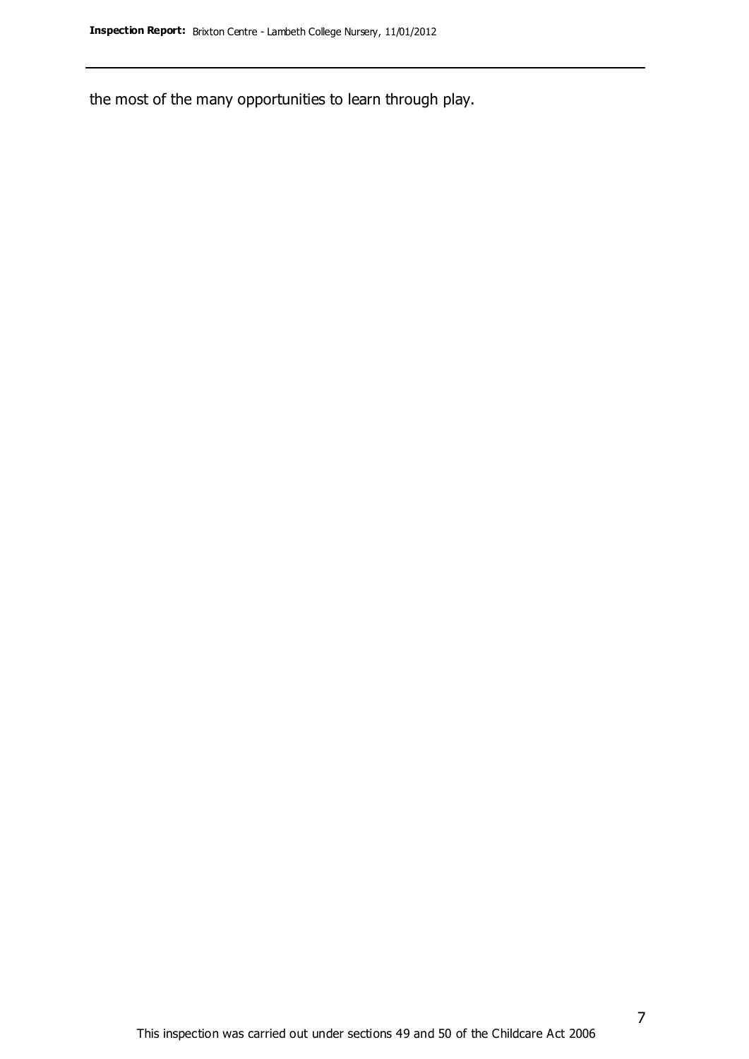the most of the many opportunities to learn through play.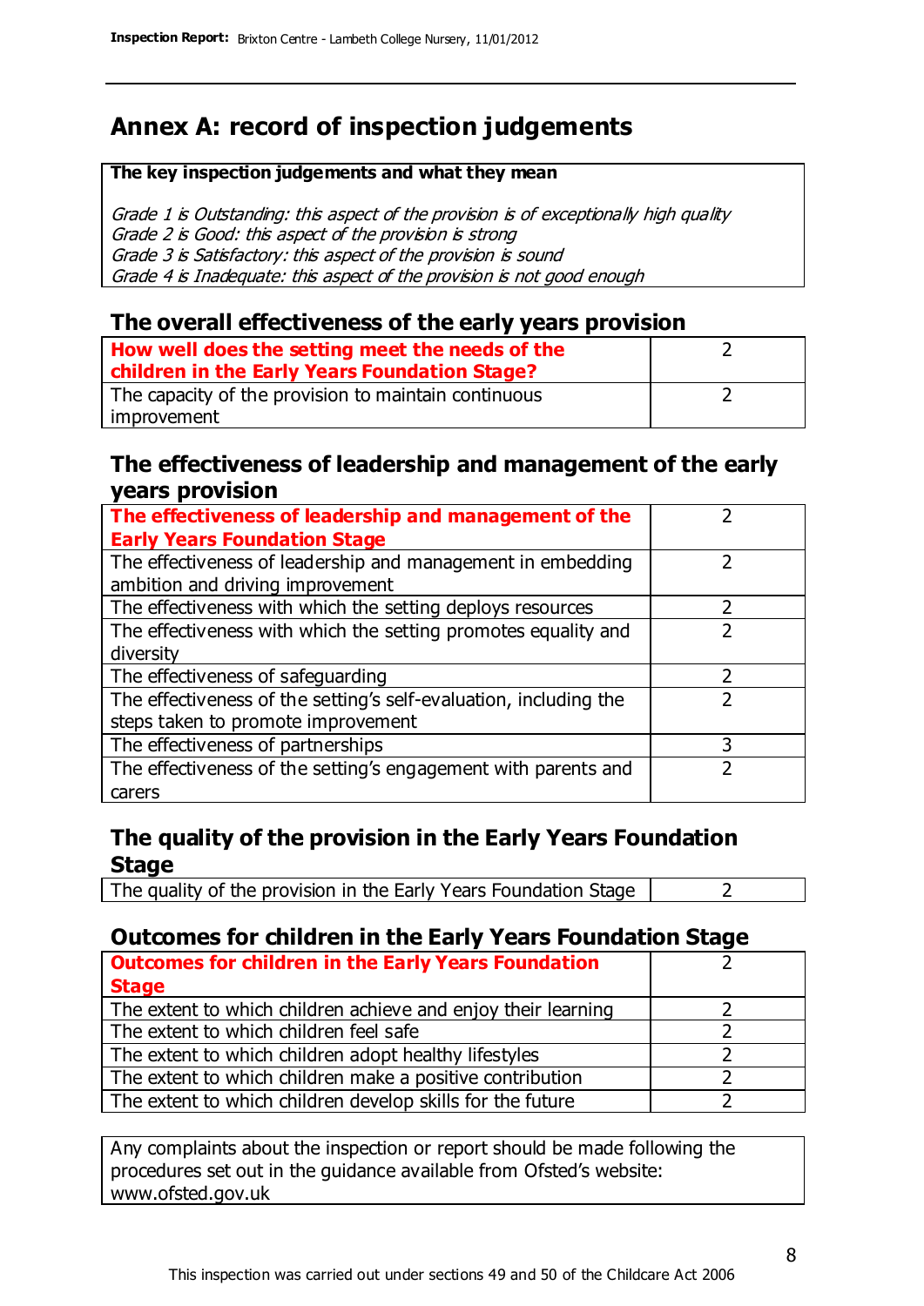# Annex A: record of inspection judgements

**The key inspection judgements and what they mean**

*Grade 1 is Outstanding: this aspect of the provision is of exceptionally high quality*
*Grade 2 is Good: this aspect of the provision is strong*
*Grade 3 is Satisfactory: this aspect of the provision is sound*
*Grade 4 is Inadequate: this aspect of the provision is not good enough*

## The overall effectiveness of the early years provision

| | |
|---|---|
| **How well does the setting meet the needs of the children in the Early Years Foundation Stage?** | 2 |
| The capacity of the provision to maintain continuous improvement | 2 |

## The effectiveness of leadership and management of the early years provision

| | |
|---|---|
| **The effectiveness of leadership and management of the Early Years Foundation Stage** | 2 |
| The effectiveness of leadership and management in embedding ambition and driving improvement | 2 |
| The effectiveness with which the setting deploys resources | 2 |
| The effectiveness with which the setting promotes equality and diversity | 2 |
| The effectiveness of safeguarding | 2 |
| The effectiveness of the setting's self-evaluation, including the steps taken to promote improvement | 2 |
| The effectiveness of partnerships | 3 |
| The effectiveness of the setting's engagement with parents and carers | 2 |

## The quality of the provision in the Early Years Foundation Stage

| | |
|---|---|
| The quality of the provision in the Early Years Foundation Stage | 2 |

## Outcomes for children in the Early Years Foundation Stage

| | |
|---|---|
| **Outcomes for children in the Early Years Foundation Stage** | 2 |
| The extent to which children achieve and enjoy their learning | 2 |
| The extent to which children feel safe | 2 |
| The extent to which children adopt healthy lifestyles | 2 |
| The extent to which children make a positive contribution | 2 |
| The extent to which children develop skills for the future | 2 |

Any complaints about the inspection or report should be made following the procedures set out in the guidance available from Ofsted's website: www.ofsted.gov.uk

This inspection was carried out under sections 49 and 50 of the Childcare Act 2006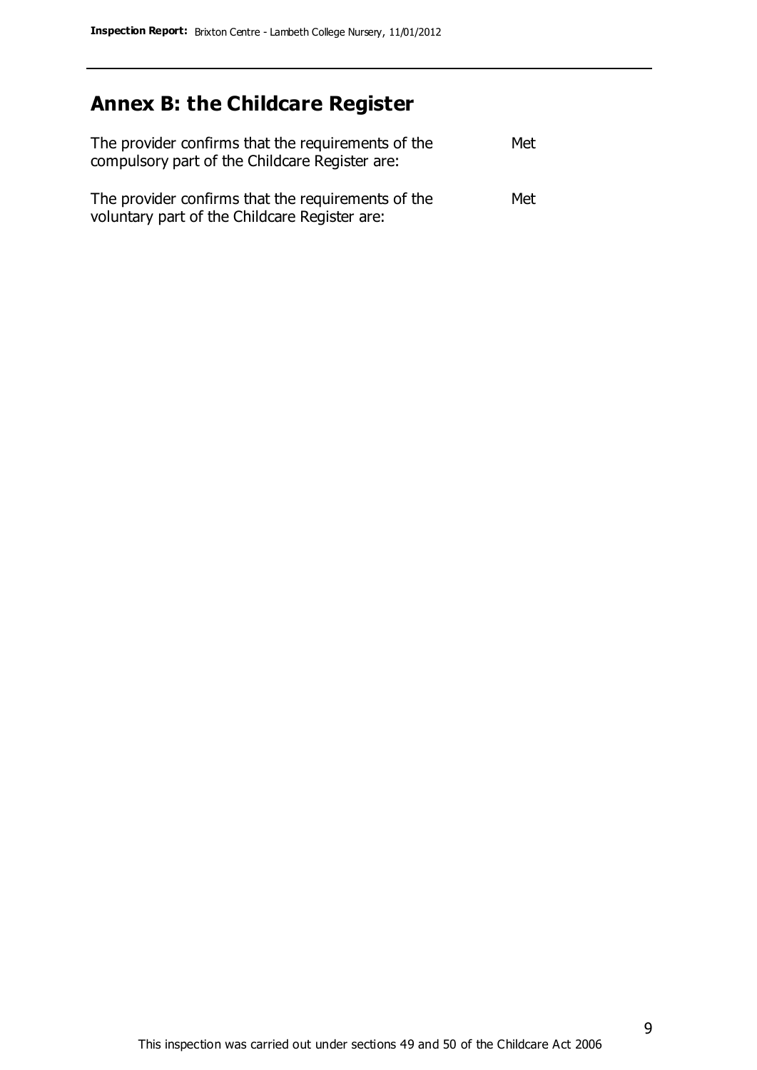## Annex B: the Childcare Register

| | |
|---|---|
| The provider confirms that the requirements of the compulsory part of the Childcare Register are: | Met |
| The provider confirms that the requirements of the voluntary part of the Childcare Register are: | Met |

This inspection was carried out under sections 49 and 50 of the Childcare Act 2006